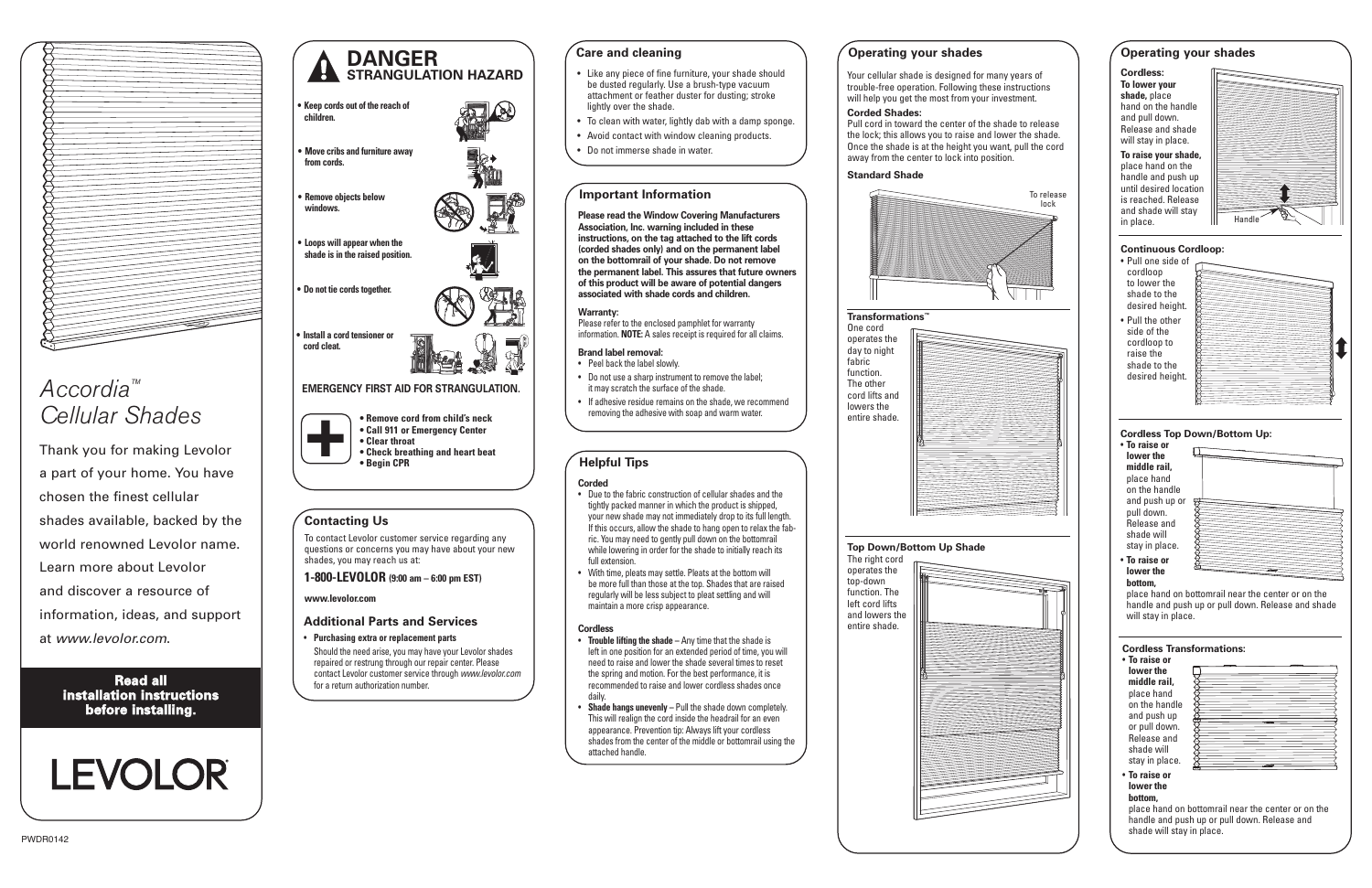# *Accordia™ Cellular Shades*

Thank you for making Levolor a part of your home. You have chosen the finest cellular shades available, backed by the world renowned Levolor name. Learn more about Levolor and discover a resource of information, ideas, and support at *www.levolor.com*.

**Read all installation instructions before installing.**

LEVOLOR®

PWDR0142

## DANGER
### STRANGULATION HAZARD

- **Keep cords out of the reach of children.**
- **Move cribs and furniture away from cords.**
- **Remove objects below windows.**
- **Loops will appear when the shade is in the raised position.**
- **Do not tie cords together.**
- **Install a cord tensioner or cord cleat.**

**EMERGENCY FIRST AID FOR STRANGULATION.**

- **Remove cord from child's neck**
- **Call 911 or Emergency Center**
- **Clear throat**
- **Check breathing and heart beat**
- **Begin CPR**

## Contacting Us

To contact Levolor customer service regarding any questions or concerns you may have about your new shades, you may reach us at:

**1-800-LEVOLOR (9:00 am – 6:00 pm EST)**

**www.levolor.com**

## Additional Parts and Services

- **Purchasing extra or replacement parts**

  Should the need arise, you may have your Levolor shades repaired or restrung through our repair center. Please contact Levolor customer service through *www.levolor.com* for a return authorization number.

## Care and cleaning

- Like any piece of fine furniture, your shade should be dusted regularly. Use a brush-type vacuum attachment or feather duster for dusting; stroke lightly over the shade.
- To clean with water, lightly dab with a damp sponge.
- Avoid contact with window cleaning products.
- Do not immerse shade in water.

## Important Information

**Please read the Window Covering Manufacturers Association, Inc. warning included in these instructions, on the tag attached to the lift cords (corded shades only) and on the permanent label on the bottomrail of your shade. Do not remove the permanent label. This assures that future owners of this product will be aware of potential dangers associated with shade cords and children.**

**Warranty:**
Please refer to the enclosed pamphlet for warranty information. **NOTE:** A sales receipt is required for all claims.

**Brand label removal:**
- Peel back the label slowly.
- Do not use a sharp instrument to remove the label; it may scratch the surface of the shade.
- If adhesive residue remains on the shade, we recommend removing the adhesive with soap and warm water.

## Helpful Tips

**Corded**
- Due to the fabric construction of cellular shades and the tightly packed manner in which the product is shipped, your new shade may not immediately drop to its full length. If this occurs, allow the shade to hang open to relax the fabric. You may need to gently pull down on the bottomrail while lowering in order for the shade to initially reach its full extension.
- With time, pleats may settle. Pleats at the bottom will be more full than those at the top. Shades that are raised regularly will be less subject to pleat settling and will maintain a more crisp appearance.

**Cordless**
- **Trouble lifting the shade** – Any time that the shade is left in one position for an extended period of time, you will need to raise and lower the shade several times to reset the spring and motion. For the best performance, it is recommended to raise and lower cordless shades once daily.
- **Shade hangs unevenly** – Pull the shade down completely. This will realign the cord inside the headrail for an even appearance. Prevention tip: Always lift your cordless shades from the center of the middle or bottomrail using the attached handle.

## Operating your shades

Your cellular shade is designed for many years of trouble-free operation. Following these instructions will help you get the most from your investment.

**Corded Shades:**
Pull cord in toward the center of the shade to release the lock; this allows you to raise and lower the shade. Once the shade is at the height you want, pull the cord away from the center to lock into position.

**Standard Shade**

To release lock

**Transformations™**
One cord operates the day to night fabric function. The other cord lifts and lowers the entire shade.

**Top Down/Bottom Up Shade**
The right cord operates the top-down function. The left cord lifts and lowers the entire shade.

## Operating your shades

**Cordless:**
**To lower your shade,** place hand on the handle and pull down. Release and shade will stay in place.

**To raise your shade,** place hand on the handle and push up until desired location is reached. Release and shade will stay in place.

Handle

**Continuous Cordloop:**
- Pull one side of cordloop to lower the shade to the desired height.
- Pull the other side of the cordloop to raise the shade to the desired height.

**Cordless Top Down/Bottom Up:**
- **To raise or lower the middle rail,** place hand on the handle and push up or pull down. Release and shade will stay in place.
- **To raise or lower the bottom,** place hand on bottomrail near the center or on the handle and push up or pull down. Release and shade will stay in place.

**Cordless Transformations:**
- **To raise or lower the middle rail,** place hand on the handle and push up or pull down. Release and shade will stay in place.
- **To raise or lower the bottom,** place hand on bottomrail near the center or on the handle and push up or pull down. Release and shade will stay in place.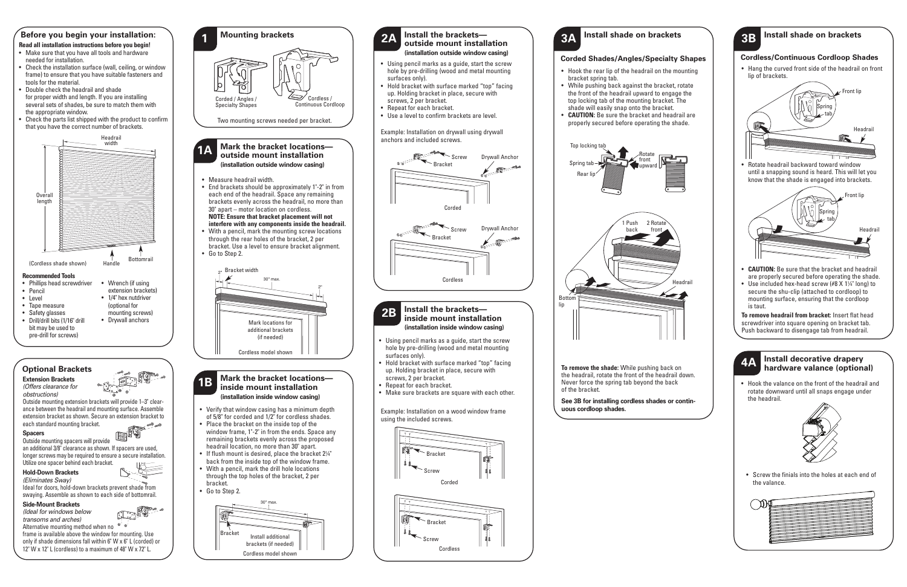## Before you begin your installation:

**Read all installation instructions before you begin!**

- Make sure that you have all tools and hardware needed for installation.
- Check the installation surface (wall, ceiling, or window frame) to ensure that you have suitable fasteners and tools for the material.
- Double check the headrail and shade for proper width and length. If you are installing several sets of shades, be sure to match them with the appropriate window.
- Check the parts list shipped with the product to confirm that you have the correct number of brackets.

Headrail width

Overall length

(Cordless shade shown)

Handle

Bottomrail

**Recommended Tools**

- Phillips head screwdriver
- Pencil
- Level
- Tape measure
- Safety glasses
- Drill/drill bits (1/16" drill bit may be used to pre-drill for screws)
- Wrench (if using extension brackets)
- 1/4" hex nutdriver (optional for mounting screws)
- Drywall anchors

## Optional Brackets

**Extension Brackets**
*(Offers clearance for obstructions)*
Outside mounting extension brackets will provide 1–3" clearance between the headrail and mounting surface. Assemble extension bracket as shown. Secure an extension bracket to each standard mounting bracket.

**Spacers**
Outside mounting spacers will provide an additional 3/8" clearance as shown. If spacers are used, longer screws may be required to ensure a secure installation. Utilize one spacer behind each bracket.

**Hold-Down Brackets**
*(Eliminates Sway)*
Ideal for doors, hold-down brackets prevent shade from swaying. Assemble as shown to each side of bottomrail.

**Side-Mount Brackets**
*(Ideal for windows below transoms and arches)*
Alternative mounting method when no frame is available above the window for mounting. Use only if shade dimensions fall within 6" W x 6" L (corded) or 12" W x 12" L (cordless) to a maximum of 48" W x 72" L.

## 1 Mounting brackets

Corded / Angles / Specialty Shapes

Cordless / Continuous Cordloop

Two mounting screws needed per bracket.

## 1A Mark the bracket locations—outside mount installation

**(installation outside window casing)**

- Measure headrail width.
- End brackets should be approximately 1"-2" in from each end of the headrail. Space any remaining brackets evenly across the headrail, no more than 30" apart – motor location on cordless.
  **NOTE: Ensure that bracket placement will not interfere with any components inside the headrail.**
- With a pencil, mark the mounting screw locations through the rear holes of the bracket, 2 per bracket. Use a level to ensure bracket alignment.
- Go to Step 2.

2" Bracket width

30" max.

2"

Mark locations for additional brackets (if needed)

Cordless model shown

## 1B Mark the bracket locations—inside mount installation

**(installation inside window casing)**

- Verify that window casing has a minimum depth of 5/8" for corded and 1/2" for cordless shades.
- Place the bracket on the inside top of the window frame, 1"-2" in from the ends. Space any remaining brackets evenly across the top of the headrail location, no more than 30" apart.
- If flush mount is desired, place the bracket 2¼" back from the inside top of the window frame.
- With a pencil, mark the drill hole locations through the top holes of the bracket, 2 per bracket.
- Go to Step 2.

30" max.

Bracket

Install additional brackets (if needed)

Cordless model shown

## 2A Install the brackets—outside mount installation

**(installation outside window casing)**

- Using pencil marks as a guide, start the screw hole by pre-drilling (wood and metal mounting surfaces only).
- Hold bracket with surface marked "top" facing up. Holding bracket in place, secure with screws, 2 per bracket.
- Repeat for each bracket.
- Use a level to confirm brackets are level.

Example: Installation on drywall using drywall anchors and included screws.

Screw

Bracket

Drywall Anchor

Corded

Screw

Bracket

Drywall Anchor

Cordless

## 2B Install the brackets—inside mount installation

**(installation inside window casing)**

- Using pencil marks as a guide, start the screw hole by pre-drilling (wood and metal mounting surfaces only).
- Hold bracket with surface marked "top" facing up. Holding bracket in place, secure with screws, 2 per bracket.
- Repeat for each bracket.
- Make sure brackets are square with each other.

Example: Installation on a wood window frame using the included screws.

Bracket

Screw

Corded

Bracket

Screw

Cordless

## 3A Install shade on brackets

**Corded Shades/Angles/Specialty Shapes**

- Hook the rear lip of the headrail on the mounting bracket spring tab.
- While pushing back against the bracket, rotate the front of the headrail upward to engage the top locking tab of the mounting bracket. The shade will easily snap onto the bracket.
- **CAUTION:** Be sure the bracket and headrail are properly secured before operating the shade.

Top locking tab

Spring tab

Rear lip

Rotate front upward

1 Push back

2 Rotate front

Headrail

Bottom lip

**To remove the shade:** While pushing back on the headrail, rotate the front of the headrail down. Never force the spring tab beyond the back of the bracket.

**See 3B for installing cordless shades or continuous cordloop shades.**

## 3B Install shade on brackets

**Cordless/Continuous Cordloop Shades**

- Hang the curved front side of the headrail on front lip of brackets.

Front lip

Spring tab

Headrail

- Rotate headrail backward toward window until a snapping sound is heard. This will let you know that the shade is engaged into brackets.

Front lip

Spring tab

Headrail

- **CAUTION:** Be sure that the bracket and headrail are properly secured before operating the shade.
- Use included hex-head screw (#8 X 1¼" long) to secure the shu-clip (attached to cordloop) to mounting surface, ensuring that the cordloop is taut.

**To remove headrail from bracket:** Insert flat head screwdriver into square opening on bracket tab. Push backward to disengage tab from headrail.

## 4A Install decorative drapery hardware valance (optional)

- Hook the valance on the front of the headrail and rotate downward until all snaps engage under the headrail.
- Screw the finials into the holes at each end of the valance.